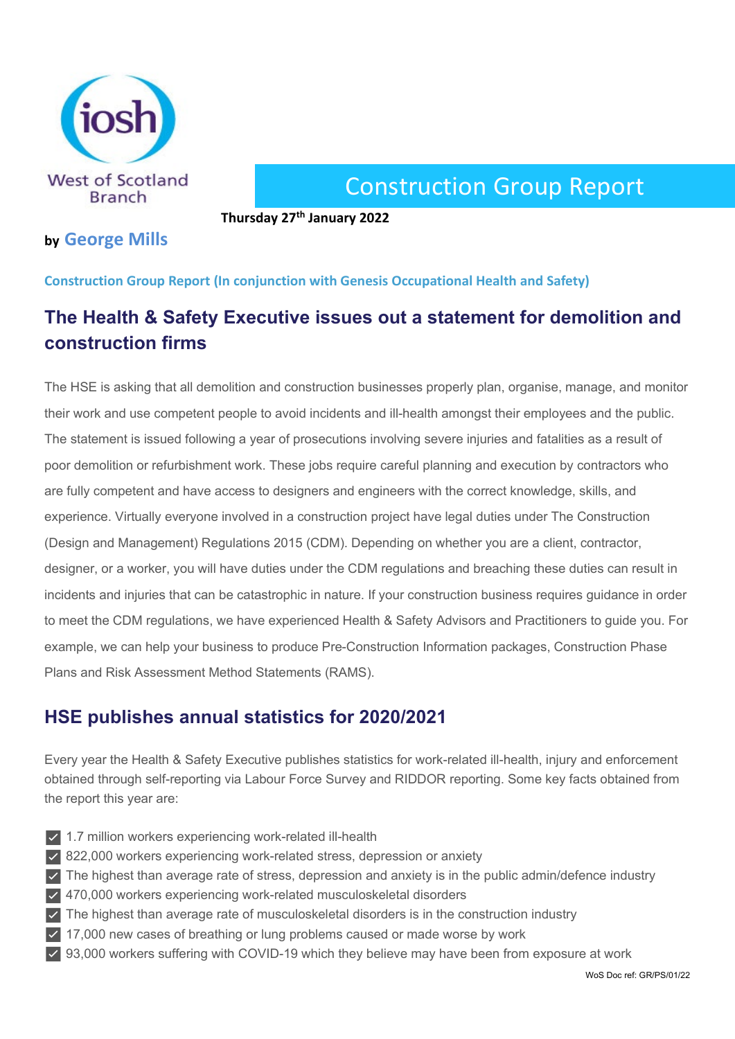iosh

West of Scotland Branch

# Construction Group Report

**Thursday 27th January 2022**

**by George Mills**

**Construction Group Report (In conjunction with Genesis Occupational Health and Safety)**

## The Health & Safety Executive issues out a statement for demolition and construction firms

The HSE is asking that all demolition and construction businesses properly plan, organise, manage, and monitor their work and use competent people to avoid incidents and ill-health amongst their employees and the public. The statement is issued following a year of prosecutions involving severe injuries and fatalities as a result of poor demolition or refurbishment work. These jobs require careful planning and execution by contractors who are fully competent and have access to designers and engineers with the correct knowledge, skills, and experience. Virtually everyone involved in a construction project have legal duties under The Construction (Design and Management) Regulations 2015 (CDM). Depending on whether you are a client, contractor, designer, or a worker, you will have duties under the CDM regulations and breaching these duties can result in incidents and injuries that can be catastrophic in nature. If your construction business requires guidance in order to meet the CDM regulations, we have experienced Health & Safety Advisors and Practitioners to guide you. For example, we can help your business to produce Pre-Construction Information packages, Construction Phase Plans and Risk Assessment Method Statements (RAMS).

## HSE publishes annual statistics for 2020/2021

Every year the Health & Safety Executive publishes statistics for work-related ill-health, injury and enforcement obtained through self-reporting via Labour Force Survey and RIDDOR reporting. Some key facts obtained from the report this year are:

- 1.7 million workers experiencing work-related ill-health
- 822,000 workers experiencing work-related stress, depression or anxiety
- The highest than average rate of stress, depression and anxiety is in the public admin/defence industry
- 470,000 workers experiencing work-related musculoskeletal disorders
- The highest than average rate of musculoskeletal disorders is in the construction industry
- 17,000 new cases of breathing or lung problems caused or made worse by work
- 93,000 workers suffering with COVID-19 which they believe may have been from exposure at work

WoS Doc ref: GR/PS/01/22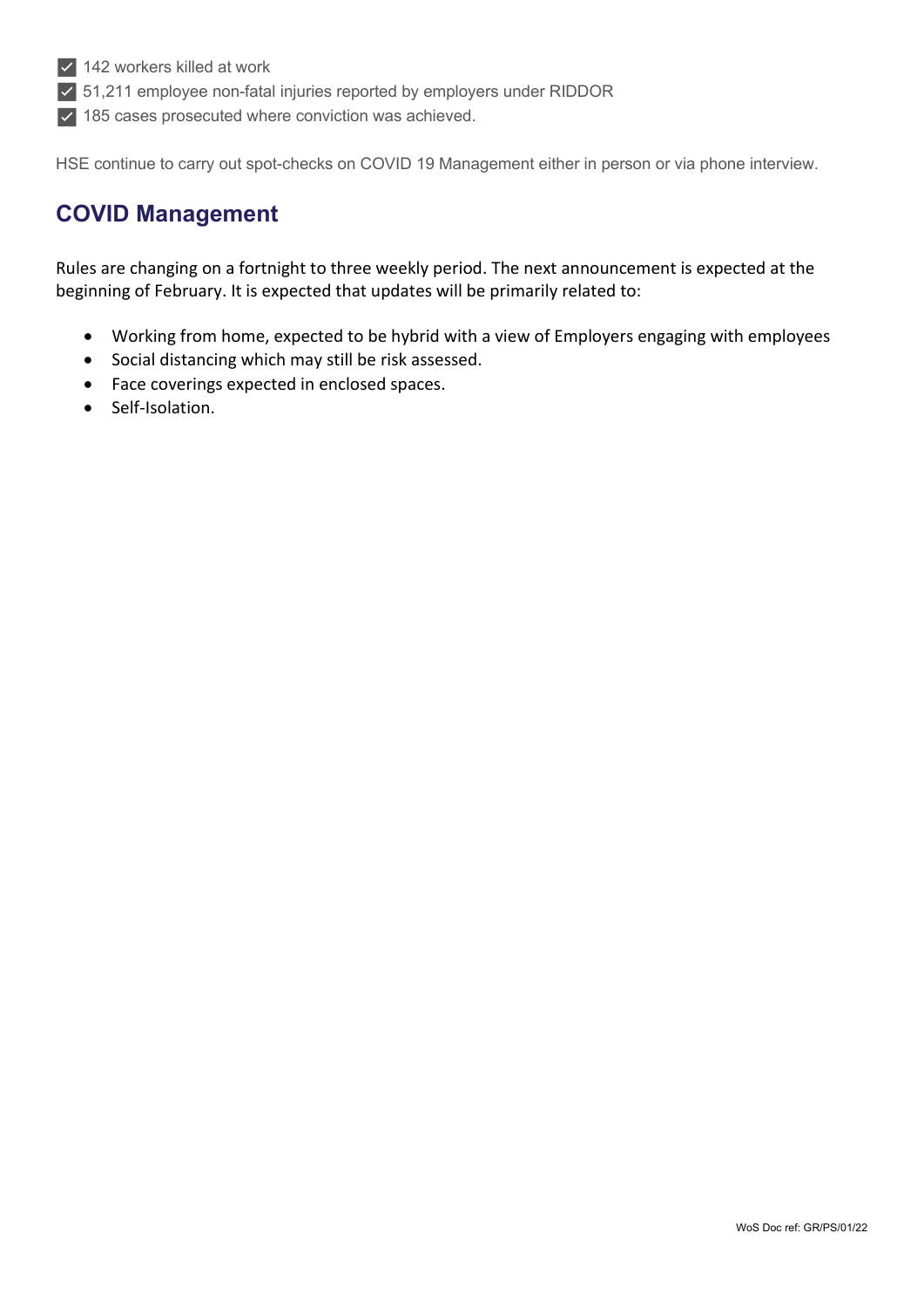- ☑ 142 workers killed at work
- ☑ 51,211 employee non-fatal injuries reported by employers under RIDDOR
- ☑ 185 cases prosecuted where conviction was achieved.

HSE continue to carry out spot-checks on COVID 19 Management either in person or via phone interview.

## COVID Management

Rules are changing on a fortnight to three weekly period. The next announcement is expected at the beginning of February. It is expected that updates will be primarily related to:

- Working from home, expected to be hybrid with a view of Employers engaging with employees
- Social distancing which may still be risk assessed.
- Face coverings expected in enclosed spaces.
- Self-Isolation.

WoS Doc ref: GR/PS/01/22